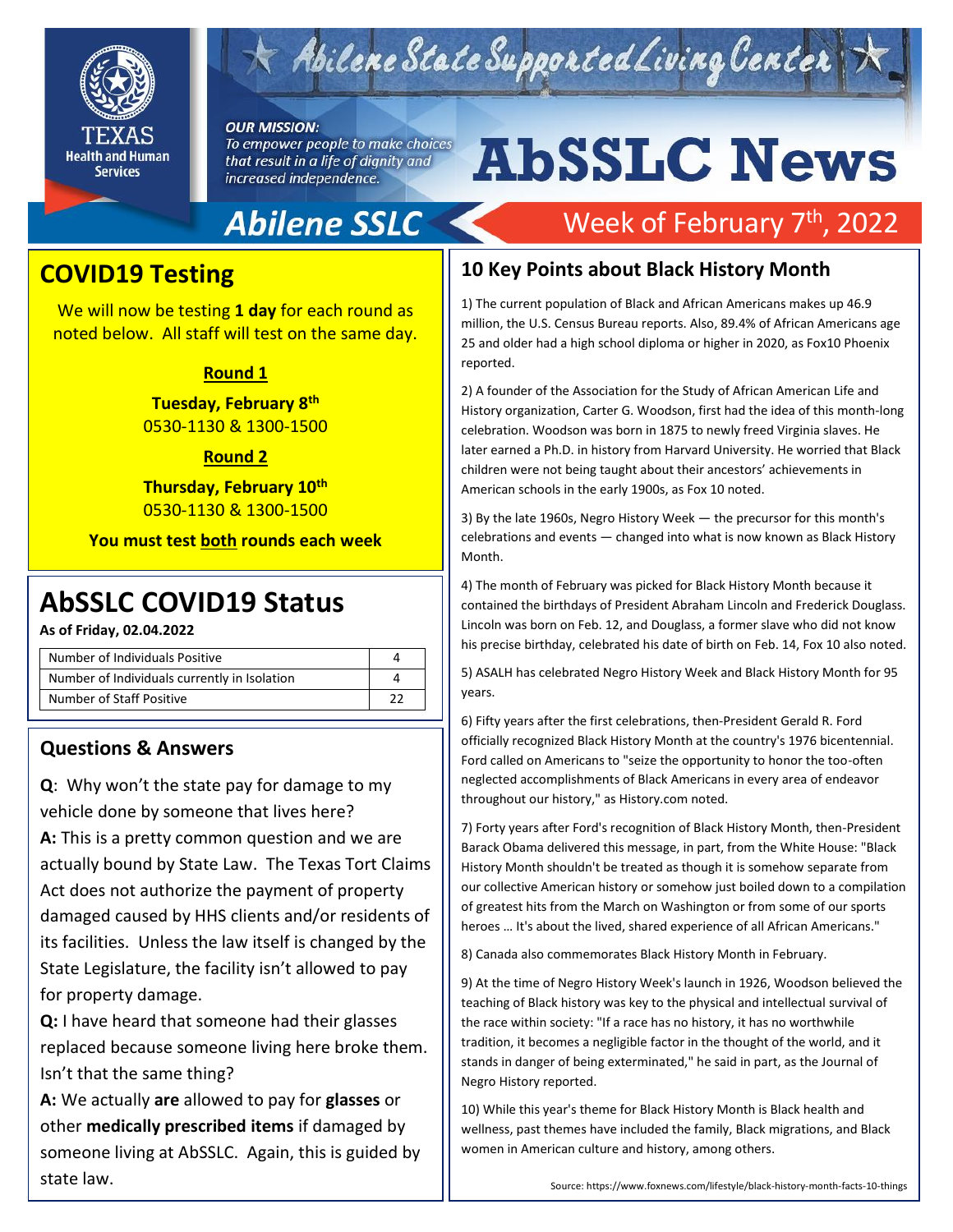Abilene State Supported Living Center

TEXAS Health and Human Services

*OUR MISSION:*
*To empower people to make choices that result in a life of dignity and increased independence.*

# AbSSLC News

Abilene SSLC

Week of February 7th, 2022

## COVID19 Testing

We will now be testing **1 day** for each round as noted below. All staff will test on the same day.

**Round 1**

**Tuesday, February 8th**
0530-1130 & 1300-1500

**Round 2**

**Thursday, February 10th**
0530-1130 & 1300-1500

**You must test both rounds each week**

## AbSSLC COVID19 Status

**As of Friday, 02.04.2022**

| Number of Individuals Positive | 4 |
|---|---|
| Number of Individuals currently in Isolation | 4 |
| Number of Staff Positive | 22 |

## Questions & Answers

**Q**: Why won't the state pay for damage to my vehicle done by someone that lives here?

**A:** This is a pretty common question and we are actually bound by State Law. The Texas Tort Claims Act does not authorize the payment of property damaged caused by HHS clients and/or residents of its facilities. Unless the law itself is changed by the State Legislature, the facility isn't allowed to pay for property damage.

**Q:** I have heard that someone had their glasses replaced because someone living here broke them. Isn't that the same thing?

**A:** We actually **are** allowed to pay for **glasses** or other **medically prescribed items** if damaged by someone living at AbSSLC. Again, this is guided by state law.

## 10 Key Points about Black History Month

1) The current population of Black and African Americans makes up 46.9 million, the U.S. Census Bureau reports. Also, 89.4% of African Americans age 25 and older had a high school diploma or higher in 2020, as Fox10 Phoenix reported.

2) A founder of the Association for the Study of African American Life and History organization, Carter G. Woodson, first had the idea of this month-long celebration. Woodson was born in 1875 to newly freed Virginia slaves. He later earned a Ph.D. in history from Harvard University. He worried that Black children were not being taught about their ancestors' achievements in American schools in the early 1900s, as Fox 10 noted.

3) By the late 1960s, Negro History Week — the precursor for this month's celebrations and events — changed into what is now known as Black History Month.

4) The month of February was picked for Black History Month because it contained the birthdays of President Abraham Lincoln and Frederick Douglass. Lincoln was born on Feb. 12, and Douglass, a former slave who did not know his precise birthday, celebrated his date of birth on Feb. 14, Fox 10 also noted.

5) ASALH has celebrated Negro History Week and Black History Month for 95 years.

6) Fifty years after the first celebrations, then-President Gerald R. Ford officially recognized Black History Month at the country's 1976 bicentennial. Ford called on Americans to "seize the opportunity to honor the too-often neglected accomplishments of Black Americans in every area of endeavor throughout our history," as History.com noted.

7) Forty years after Ford's recognition of Black History Month, then-President Barack Obama delivered this message, in part, from the White House: "Black History Month shouldn't be treated as though it is somehow separate from our collective American history or somehow just boiled down to a compilation of greatest hits from the March on Washington or from some of our sports heroes … It's about the lived, shared experience of all African Americans."

8) Canada also commemorates Black History Month in February.

9) At the time of Negro History Week's launch in 1926, Woodson believed the teaching of Black history was key to the physical and intellectual survival of the race within society: "If a race has no history, it has no worthwhile tradition, it becomes a negligible factor in the thought of the world, and it stands in danger of being exterminated," he said in part, as the Journal of Negro History reported.

10) While this year's theme for Black History Month is Black health and wellness, past themes have included the family, Black migrations, and Black women in American culture and history, among others.

Source: https://www.foxnews.com/lifestyle/black-history-month-facts-10-things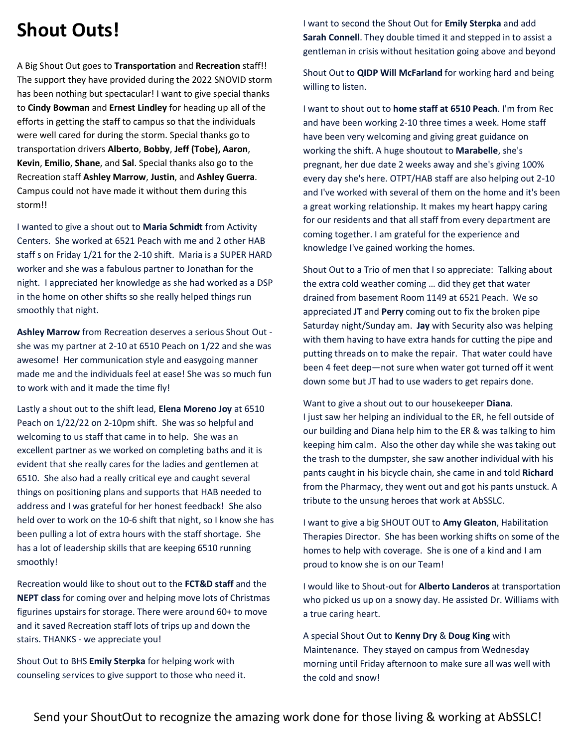# Shout Outs!

A Big Shout Out goes to **Transportation** and **Recreation** staff!! The support they have provided during the 2022 SNOVID storm has been nothing but spectacular! I want to give special thanks to **Cindy Bowman** and **Ernest Lindley** for heading up all of the efforts in getting the staff to campus so that the individuals were well cared for during the storm. Special thanks go to transportation drivers **Alberto**, **Bobby**, **Jeff (Tobe), Aaron**, **Kevin**, **Emilio**, **Shane**, and **Sal**. Special thanks also go to the Recreation staff **Ashley Marrow**, **Justin**, and **Ashley Guerra**. Campus could not have made it without them during this storm!!

I wanted to give a shout out to **Maria Schmidt** from Activity Centers. She worked at 6521 Peach with me and 2 other HAB staff s on Friday 1/21 for the 2-10 shift. Maria is a SUPER HARD worker and she was a fabulous partner to Jonathan for the night. I appreciated her knowledge as she had worked as a DSP in the home on other shifts so she really helped things run smoothly that night.

**Ashley Marrow** from Recreation deserves a serious Shout Out - she was my partner at 2-10 at 6510 Peach on 1/22 and she was awesome! Her communication style and easygoing manner made me and the individuals feel at ease! She was so much fun to work with and it made the time fly!

Lastly a shout out to the shift lead, **Elena Moreno Joy** at 6510 Peach on 1/22/22 on 2-10pm shift. She was so helpful and welcoming to us staff that came in to help. She was an excellent partner as we worked on completing baths and it is evident that she really cares for the ladies and gentlemen at 6510. She also had a really critical eye and caught several things on positioning plans and supports that HAB needed to address and I was grateful for her honest feedback! She also held over to work on the 10-6 shift that night, so I know she has been pulling a lot of extra hours with the staff shortage. She has a lot of leadership skills that are keeping 6510 running smoothly!

Recreation would like to shout out to the **FCT&D staff** and the **NEPT class** for coming over and helping move lots of Christmas figurines upstairs for storage. There were around 60+ to move and it saved Recreation staff lots of trips up and down the stairs. THANKS - we appreciate you!

Shout Out to BHS **Emily Sterpka** for helping work with counseling services to give support to those who need it.

I want to second the Shout Out for **Emily Sterpka** and add **Sarah Connell**. They double timed it and stepped in to assist a gentleman in crisis without hesitation going above and beyond

Shout Out to **QIDP Will McFarland** for working hard and being willing to listen.

I want to shout out to **home staff at 6510 Peach**. I'm from Rec and have been working 2-10 three times a week. Home staff have been very welcoming and giving great guidance on working the shift. A huge shoutout to **Marabelle**, she's pregnant, her due date 2 weeks away and she's giving 100% every day she's here. OTPT/HAB staff are also helping out 2-10 and I've worked with several of them on the home and it's been a great working relationship. It makes my heart happy caring for our residents and that all staff from every department are coming together. I am grateful for the experience and knowledge I've gained working the homes.

Shout Out to a Trio of men that I so appreciate: Talking about the extra cold weather coming … did they get that water drained from basement Room 1149 at 6521 Peach. We so appreciated **JT** and **Perry** coming out to fix the broken pipe Saturday night/Sunday am. **Jay** with Security also was helping with them having to have extra hands for cutting the pipe and putting threads on to make the repair. That water could have been 4 feet deep—not sure when water got turned off it went down some but JT had to use waders to get repairs done.

Want to give a shout out to our housekeeper **Diana**.
I just saw her helping an individual to the ER, he fell outside of our building and Diana help him to the ER & was talking to him keeping him calm. Also the other day while she was taking out the trash to the dumpster, she saw another individual with his pants caught in his bicycle chain, she came in and told **Richard** from the Pharmacy, they went out and got his pants unstuck. A tribute to the unsung heroes that work at AbSSLC.

I want to give a big SHOUT OUT to **Amy Gleaton**, Habilitation Therapies Director. She has been working shifts on some of the homes to help with coverage. She is one of a kind and I am proud to know she is on our Team!

I would like to Shout-out for **Alberto Landeros** at transportation who picked us up on a snowy day. He assisted Dr. Williams with a true caring heart.

A special Shout Out to **Kenny Dry** & **Doug King** with Maintenance. They stayed on campus from Wednesday morning until Friday afternoon to make sure all was well with the cold and snow!

Send your ShoutOut to recognize the amazing work done for those living & working at AbSSLC!